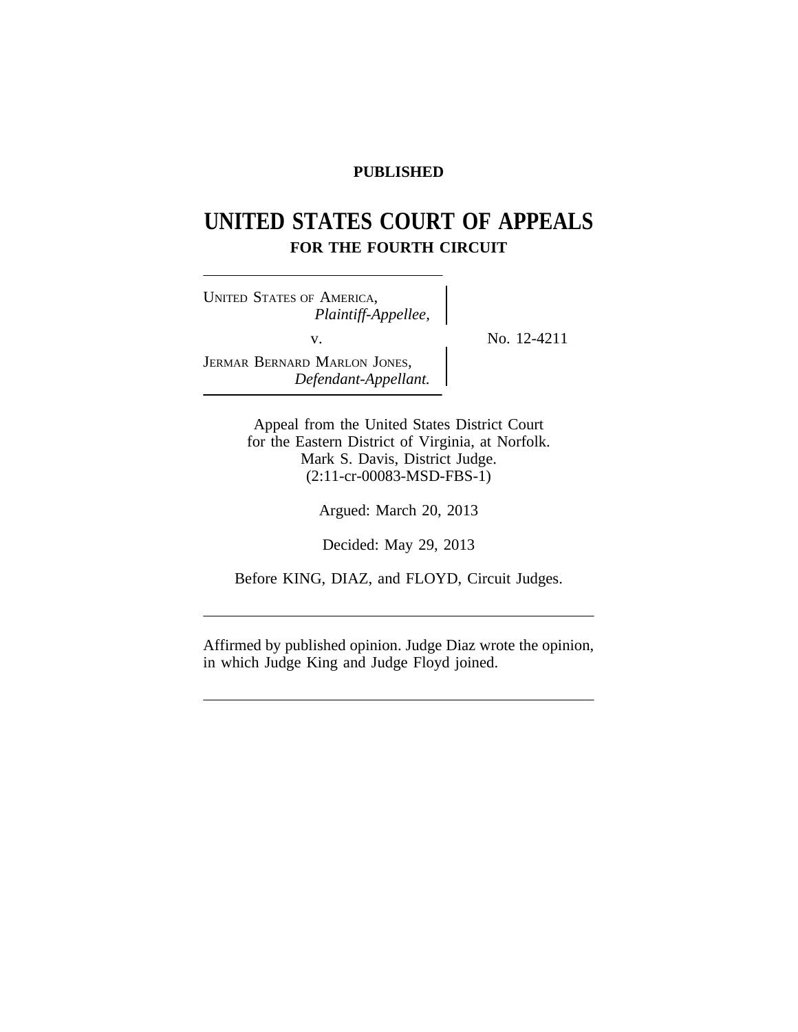**PUBLISHED**

# UNITED STATES COURT OF APPEALS

## FOR THE FOURTH CIRCUIT

UNITED STATES OF AMERICA,
*Plaintiff-Appellee,*

v.

JERMAR BERNARD MARLON JONES,
*Defendant-Appellant.*

No. 12-4211

Appeal from the United States District Court
for the Eastern District of Virginia, at Norfolk.
Mark S. Davis, District Judge.
(2:11-cr-00083-MSD-FBS-1)

Argued: March 20, 2013

Decided: May 29, 2013

Before KING, DIAZ, and FLOYD, Circuit Judges.

Affirmed by published opinion. Judge Diaz wrote the opinion, in which Judge King and Judge Floyd joined.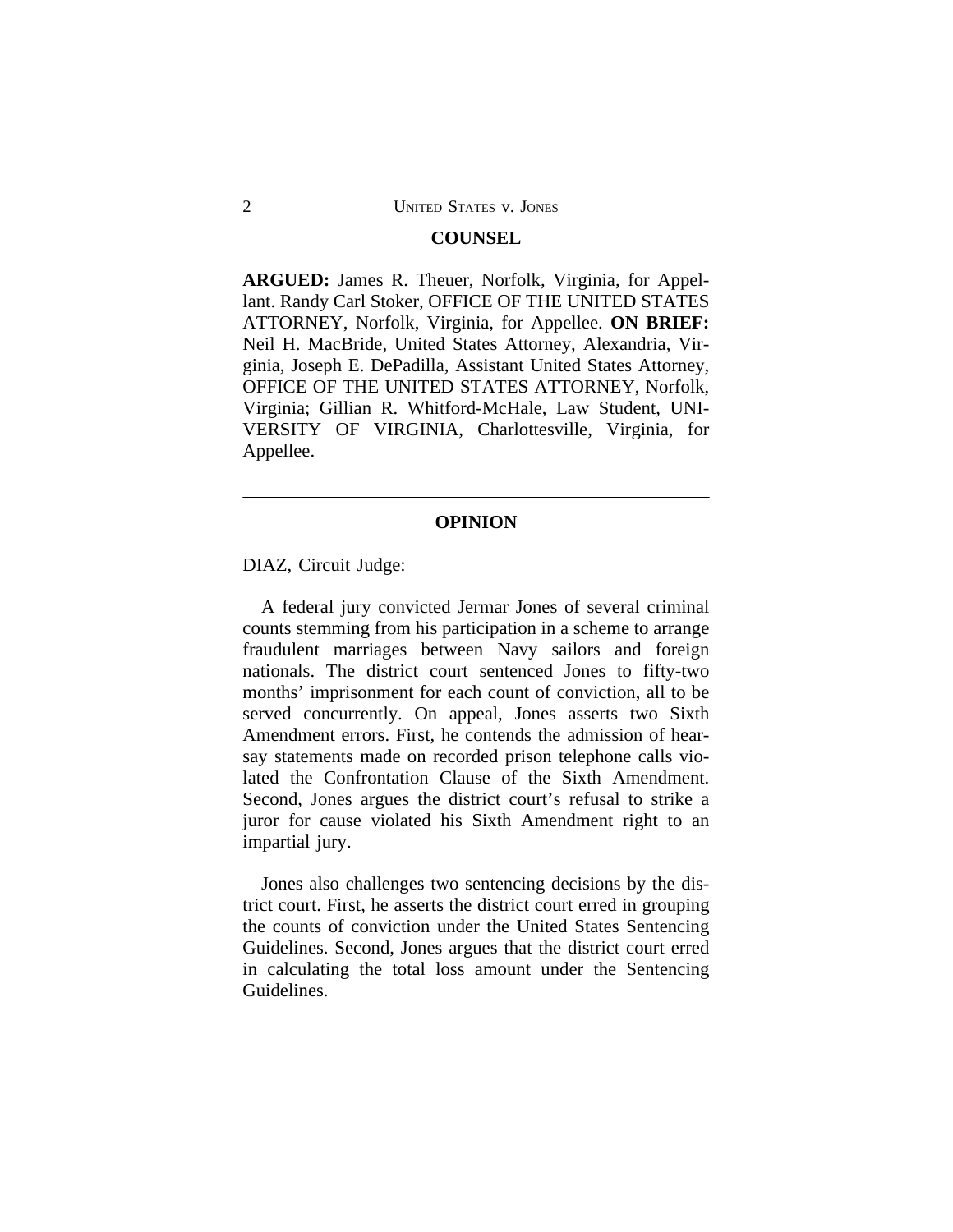## COUNSEL

**ARGUED:** James R. Theuer, Norfolk, Virginia, for Appellant. Randy Carl Stoker, OFFICE OF THE UNITED STATES ATTORNEY, Norfolk, Virginia, for Appellee. **ON BRIEF:** Neil H. MacBride, United States Attorney, Alexandria, Virginia, Joseph E. DePadilla, Assistant United States Attorney, OFFICE OF THE UNITED STATES ATTORNEY, Norfolk, Virginia; Gillian R. Whitford-McHale, Law Student, UNIVERSITY OF VIRGINIA, Charlottesville, Virginia, for Appellee.

---

## OPINION

DIAZ, Circuit Judge:

A federal jury convicted Jermar Jones of several criminal counts stemming from his participation in a scheme to arrange fraudulent marriages between Navy sailors and foreign nationals. The district court sentenced Jones to fifty-two months' imprisonment for each count of conviction, all to be served concurrently. On appeal, Jones asserts two Sixth Amendment errors. First, he contends the admission of hearsay statements made on recorded prison telephone calls violated the Confrontation Clause of the Sixth Amendment. Second, Jones argues the district court's refusal to strike a juror for cause violated his Sixth Amendment right to an impartial jury.

Jones also challenges two sentencing decisions by the district court. First, he asserts the district court erred in grouping the counts of conviction under the United States Sentencing Guidelines. Second, Jones argues that the district court erred in calculating the total loss amount under the Sentencing Guidelines.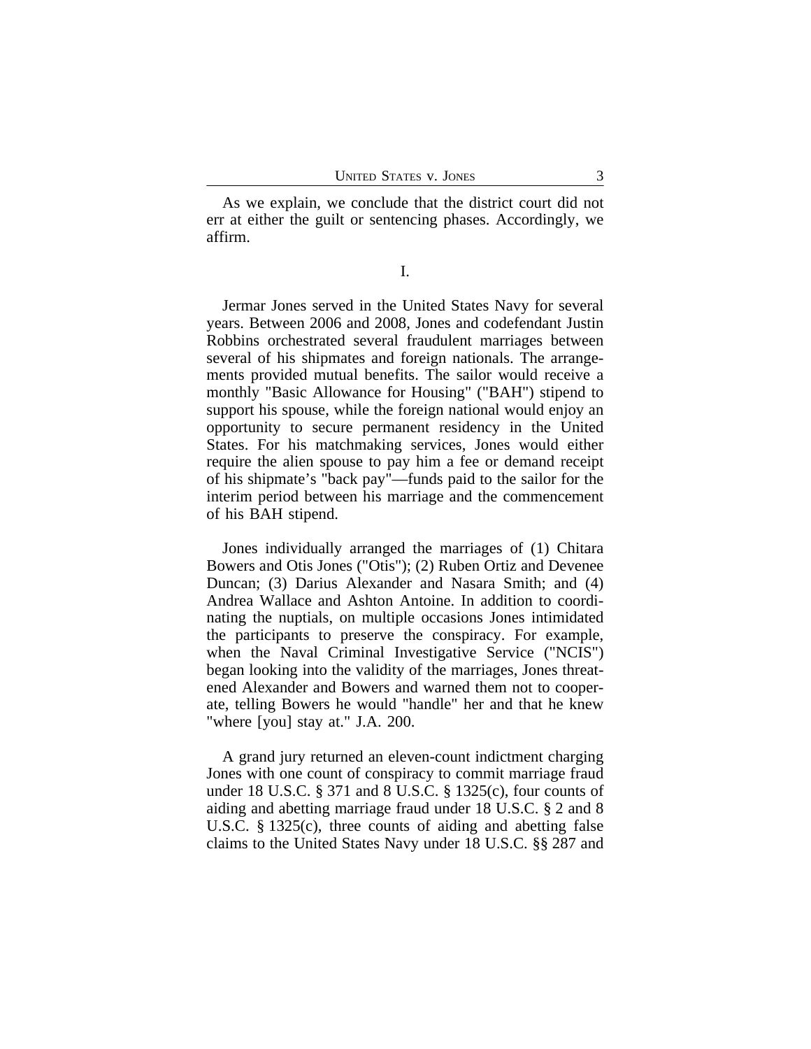As we explain, we conclude that the district court did not err at either the guilt or sentencing phases. Accordingly, we affirm.

I.

Jermar Jones served in the United States Navy for several years. Between 2006 and 2008, Jones and codefendant Justin Robbins orchestrated several fraudulent marriages between several of his shipmates and foreign nationals. The arrangements provided mutual benefits. The sailor would receive a monthly "Basic Allowance for Housing" ("BAH") stipend to support his spouse, while the foreign national would enjoy an opportunity to secure permanent residency in the United States. For his matchmaking services, Jones would either require the alien spouse to pay him a fee or demand receipt of his shipmate's "back pay"—funds paid to the sailor for the interim period between his marriage and the commencement of his BAH stipend.

Jones individually arranged the marriages of (1) Chitara Bowers and Otis Jones ("Otis"); (2) Ruben Ortiz and Devenee Duncan; (3) Darius Alexander and Nasara Smith; and (4) Andrea Wallace and Ashton Antoine. In addition to coordinating the nuptials, on multiple occasions Jones intimidated the participants to preserve the conspiracy. For example, when the Naval Criminal Investigative Service ("NCIS") began looking into the validity of the marriages, Jones threatened Alexander and Bowers and warned them not to cooperate, telling Bowers he would "handle" her and that he knew "where [you] stay at." J.A. 200.

A grand jury returned an eleven-count indictment charging Jones with one count of conspiracy to commit marriage fraud under 18 U.S.C. § 371 and 8 U.S.C. § 1325(c), four counts of aiding and abetting marriage fraud under 18 U.S.C. § 2 and 8 U.S.C. § 1325(c), three counts of aiding and abetting false claims to the United States Navy under 18 U.S.C. §§ 287 and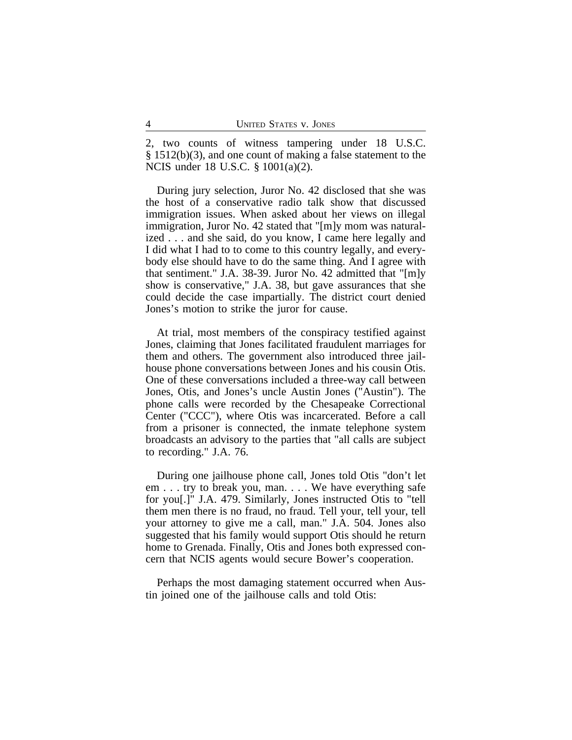2, two counts of witness tampering under 18 U.S.C. § 1512(b)(3), and one count of making a false statement to the NCIS under 18 U.S.C. § 1001(a)(2).

During jury selection, Juror No. 42 disclosed that she was the host of a conservative radio talk show that discussed immigration issues. When asked about her views on illegal immigration, Juror No. 42 stated that "[m]y mom was naturalized . . . and she said, do you know, I came here legally and I did what I had to to come to this country legally, and everybody else should have to do the same thing. And I agree with that sentiment." J.A. 38-39. Juror No. 42 admitted that "[m]y show is conservative," J.A. 38, but gave assurances that she could decide the case impartially. The district court denied Jones's motion to strike the juror for cause.

At trial, most members of the conspiracy testified against Jones, claiming that Jones facilitated fraudulent marriages for them and others. The government also introduced three jailhouse phone conversations between Jones and his cousin Otis. One of these conversations included a three-way call between Jones, Otis, and Jones's uncle Austin Jones ("Austin"). The phone calls were recorded by the Chesapeake Correctional Center ("CCC"), where Otis was incarcerated. Before a call from a prisoner is connected, the inmate telephone system broadcasts an advisory to the parties that "all calls are subject to recording." J.A. 76.

During one jailhouse phone call, Jones told Otis "don't let em . . . try to break you, man. . . . We have everything safe for you[.]" J.A. 479. Similarly, Jones instructed Otis to "tell them men there is no fraud, no fraud. Tell your, tell your, tell your attorney to give me a call, man." J.A. 504. Jones also suggested that his family would support Otis should he return home to Grenada. Finally, Otis and Jones both expressed concern that NCIS agents would secure Bower's cooperation.

Perhaps the most damaging statement occurred when Austin joined one of the jailhouse calls and told Otis: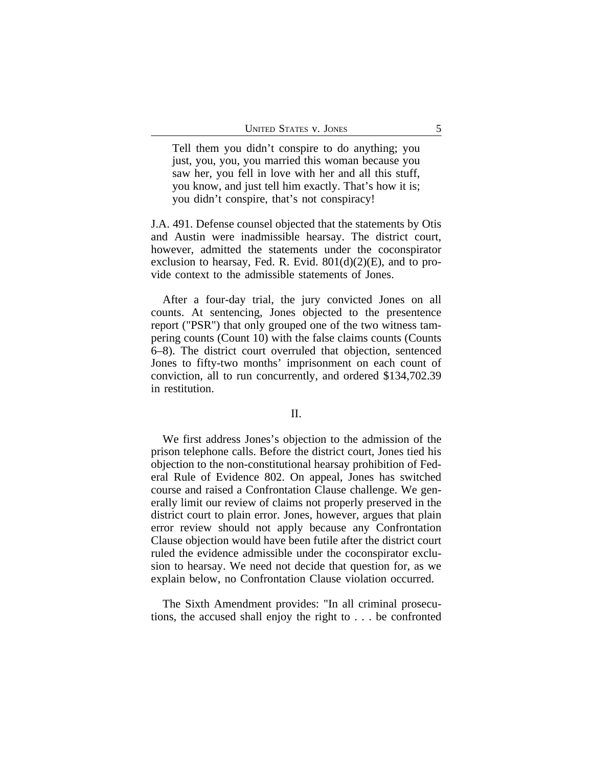> Tell them you didn't conspire to do anything; you just, you, you, you married this woman because you saw her, you fell in love with her and all this stuff, you know, and just tell him exactly. That's how it is; you didn't conspire, that's not conspiracy!

J.A. 491. Defense counsel objected that the statements by Otis and Austin were inadmissible hearsay. The district court, however, admitted the statements under the coconspirator exclusion to hearsay, Fed. R. Evid. 801(d)(2)(E), and to provide context to the admissible statements of Jones.

After a four-day trial, the jury convicted Jones on all counts. At sentencing, Jones objected to the presentence report ("PSR") that only grouped one of the two witness tampering counts (Count 10) with the false claims counts (Counts 6–8). The district court overruled that objection, sentenced Jones to fifty-two months' imprisonment on each count of conviction, all to run concurrently, and ordered $134,702.39 in restitution.

## II.

We first address Jones's objection to the admission of the prison telephone calls. Before the district court, Jones tied his objection to the non-constitutional hearsay prohibition of Federal Rule of Evidence 802. On appeal, Jones has switched course and raised a Confrontation Clause challenge. We generally limit our review of claims not properly preserved in the district court to plain error. Jones, however, argues that plain error review should not apply because any Confrontation Clause objection would have been futile after the district court ruled the evidence admissible under the coconspirator exclusion to hearsay. We need not decide that question for, as we explain below, no Confrontation Clause violation occurred.

The Sixth Amendment provides: "In all criminal prosecutions, the accused shall enjoy the right to . . . be confronted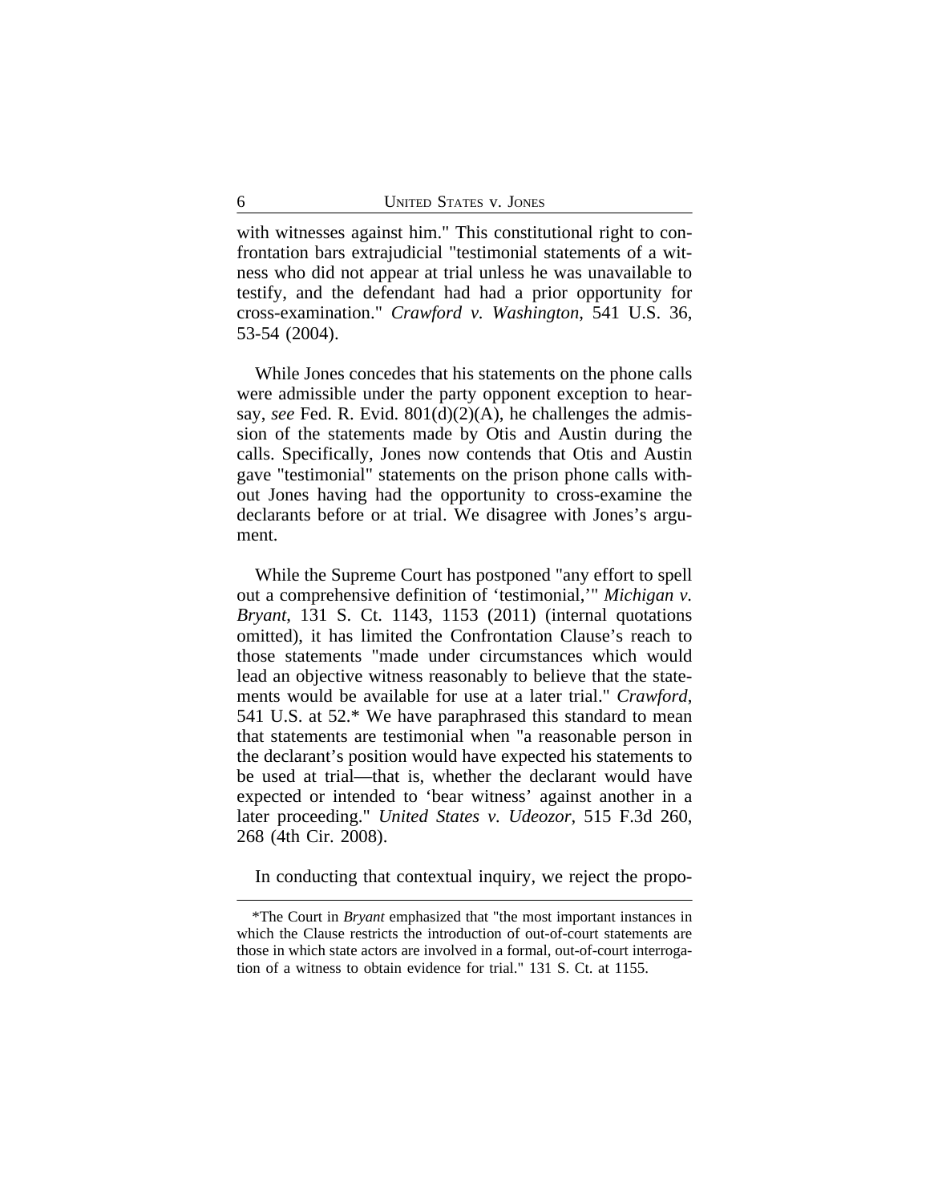with witnesses against him." This constitutional right to confrontation bars extrajudicial "testimonial statements of a witness who did not appear at trial unless he was unavailable to testify, and the defendant had had a prior opportunity for cross-examination." *Crawford v. Washington*, 541 U.S. 36, 53-54 (2004).

While Jones concedes that his statements on the phone calls were admissible under the party opponent exception to hearsay, *see* Fed. R. Evid. 801(d)(2)(A), he challenges the admission of the statements made by Otis and Austin during the calls. Specifically, Jones now contends that Otis and Austin gave "testimonial" statements on the prison phone calls without Jones having had the opportunity to cross-examine the declarants before or at trial. We disagree with Jones's argument.

While the Supreme Court has postponed "any effort to spell out a comprehensive definition of 'testimonial,'" *Michigan v. Bryant*, 131 S. Ct. 1143, 1153 (2011) (internal quotations omitted), it has limited the Confrontation Clause's reach to those statements "made under circumstances which would lead an objective witness reasonably to believe that the statements would be available for use at a later trial." *Crawford*, 541 U.S. at 52.* We have paraphrased this standard to mean that statements are testimonial when "a reasonable person in the declarant's position would have expected his statements to be used at trial—that is, whether the declarant would have expected or intended to 'bear witness' against another in a later proceeding." *United States v. Udeozor*, 515 F.3d 260, 268 (4th Cir. 2008).

In conducting that contextual inquiry, we reject the propo-

*The Court in *Bryant* emphasized that "the most important instances in which the Clause restricts the introduction of out-of-court statements are those in which state actors are involved in a formal, out-of-court interrogation of a witness to obtain evidence for trial." 131 S. Ct. at 1155.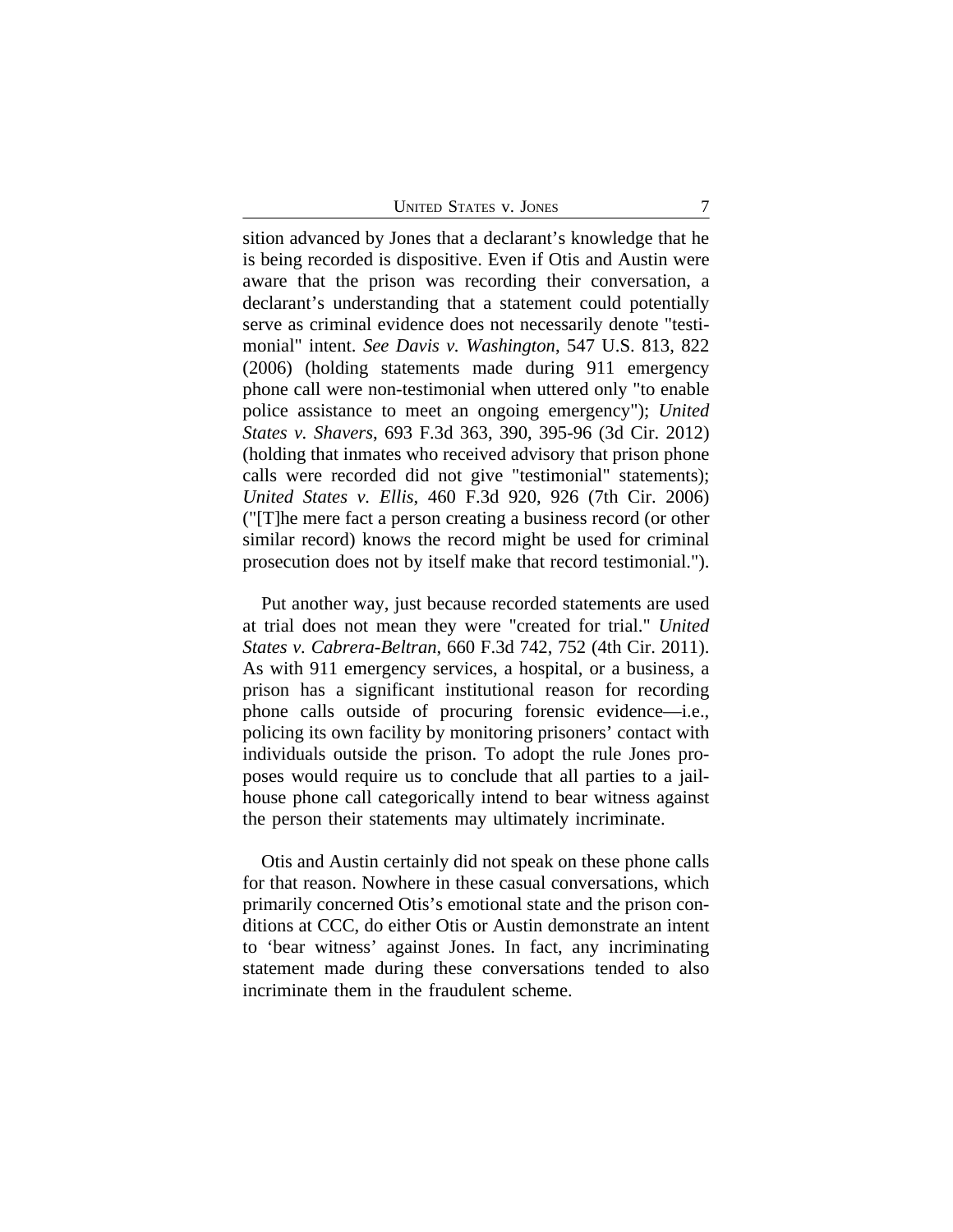sition advanced by Jones that a declarant's knowledge that he is being recorded is dispositive. Even if Otis and Austin were aware that the prison was recording their conversation, a declarant's understanding that a statement could potentially serve as criminal evidence does not necessarily denote "testimonial" intent. *See Davis v. Washington*, 547 U.S. 813, 822 (2006) (holding statements made during 911 emergency phone call were non-testimonial when uttered only "to enable police assistance to meet an ongoing emergency"); *United States v. Shavers*, 693 F.3d 363, 390, 395-96 (3d Cir. 2012) (holding that inmates who received advisory that prison phone calls were recorded did not give "testimonial" statements); *United States v. Ellis*, 460 F.3d 920, 926 (7th Cir. 2006) ("[T]he mere fact a person creating a business record (or other similar record) knows the record might be used for criminal prosecution does not by itself make that record testimonial.").

Put another way, just because recorded statements are used at trial does not mean they were "created for trial." *United States v. Cabrera-Beltran*, 660 F.3d 742, 752 (4th Cir. 2011). As with 911 emergency services, a hospital, or a business, a prison has a significant institutional reason for recording phone calls outside of procuring forensic evidence—i.e., policing its own facility by monitoring prisoners' contact with individuals outside the prison. To adopt the rule Jones proposes would require us to conclude that all parties to a jailhouse phone call categorically intend to bear witness against the person their statements may ultimately incriminate.

Otis and Austin certainly did not speak on these phone calls for that reason. Nowhere in these casual conversations, which primarily concerned Otis's emotional state and the prison conditions at CCC, do either Otis or Austin demonstrate an intent to 'bear witness' against Jones. In fact, any incriminating statement made during these conversations tended to also incriminate them in the fraudulent scheme.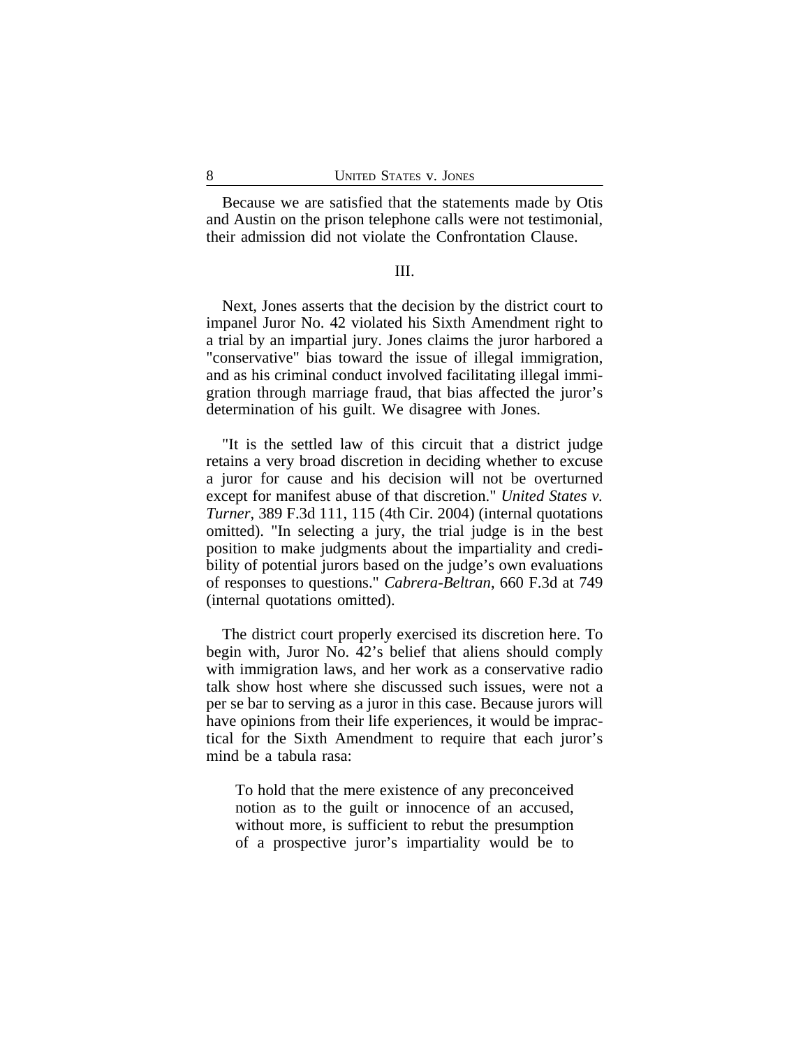Because we are satisfied that the statements made by Otis and Austin on the prison telephone calls were not testimonial, their admission did not violate the Confrontation Clause.

## III.

Next, Jones asserts that the decision by the district court to impanel Juror No. 42 violated his Sixth Amendment right to a trial by an impartial jury. Jones claims the juror harbored a "conservative" bias toward the issue of illegal immigration, and as his criminal conduct involved facilitating illegal immigration through marriage fraud, that bias affected the juror's determination of his guilt. We disagree with Jones.

"It is the settled law of this circuit that a district judge retains a very broad discretion in deciding whether to excuse a juror for cause and his decision will not be overturned except for manifest abuse of that discretion." *United States v. Turner*, 389 F.3d 111, 115 (4th Cir. 2004) (internal quotations omitted). "In selecting a jury, the trial judge is in the best position to make judgments about the impartiality and credibility of potential jurors based on the judge's own evaluations of responses to questions." *Cabrera-Beltran*, 660 F.3d at 749 (internal quotations omitted).

The district court properly exercised its discretion here. To begin with, Juror No. 42's belief that aliens should comply with immigration laws, and her work as a conservative radio talk show host where she discussed such issues, were not a per se bar to serving as a juror in this case. Because jurors will have opinions from their life experiences, it would be impractical for the Sixth Amendment to require that each juror's mind be a tabula rasa:

> To hold that the mere existence of any preconceived notion as to the guilt or innocence of an accused, without more, is sufficient to rebut the presumption of a prospective juror's impartiality would be to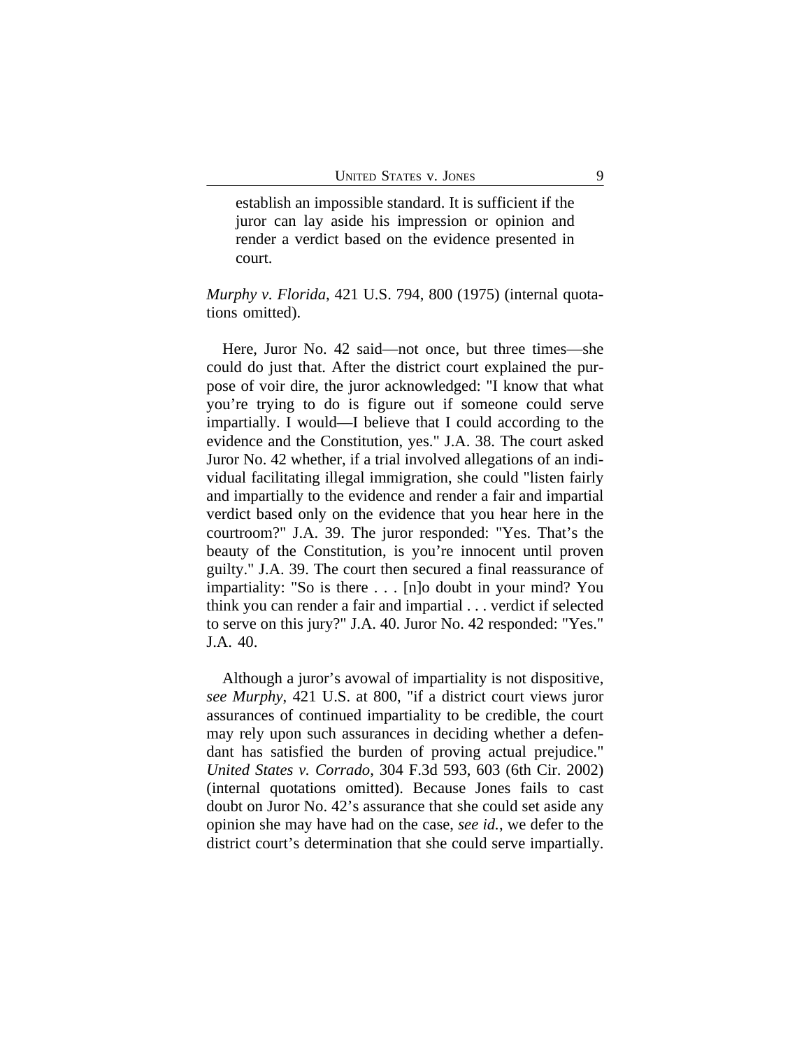> establish an impossible standard. It is sufficient if the juror can lay aside his impression or opinion and render a verdict based on the evidence presented in court.

*Murphy v. Florida*, 421 U.S. 794, 800 (1975) (internal quotations omitted).

Here, Juror No. 42 said—not once, but three times—she could do just that. After the district court explained the purpose of voir dire, the juror acknowledged: "I know that what you're trying to do is figure out if someone could serve impartially. I would—I believe that I could according to the evidence and the Constitution, yes." J.A. 38. The court asked Juror No. 42 whether, if a trial involved allegations of an individual facilitating illegal immigration, she could "listen fairly and impartially to the evidence and render a fair and impartial verdict based only on the evidence that you hear here in the courtroom?" J.A. 39. The juror responded: "Yes. That's the beauty of the Constitution, is you're innocent until proven guilty." J.A. 39. The court then secured a final reassurance of impartiality: "So is there . . . [n]o doubt in your mind? You think you can render a fair and impartial . . . verdict if selected to serve on this jury?" J.A. 40. Juror No. 42 responded: "Yes." J.A. 40.

Although a juror's avowal of impartiality is not dispositive, *see Murphy*, 421 U.S. at 800, "if a district court views juror assurances of continued impartiality to be credible, the court may rely upon such assurances in deciding whether a defendant has satisfied the burden of proving actual prejudice." *United States v. Corrado*, 304 F.3d 593, 603 (6th Cir. 2002) (internal quotations omitted). Because Jones fails to cast doubt on Juror No. 42's assurance that she could set aside any opinion she may have had on the case, *see id.*, we defer to the district court's determination that she could serve impartially.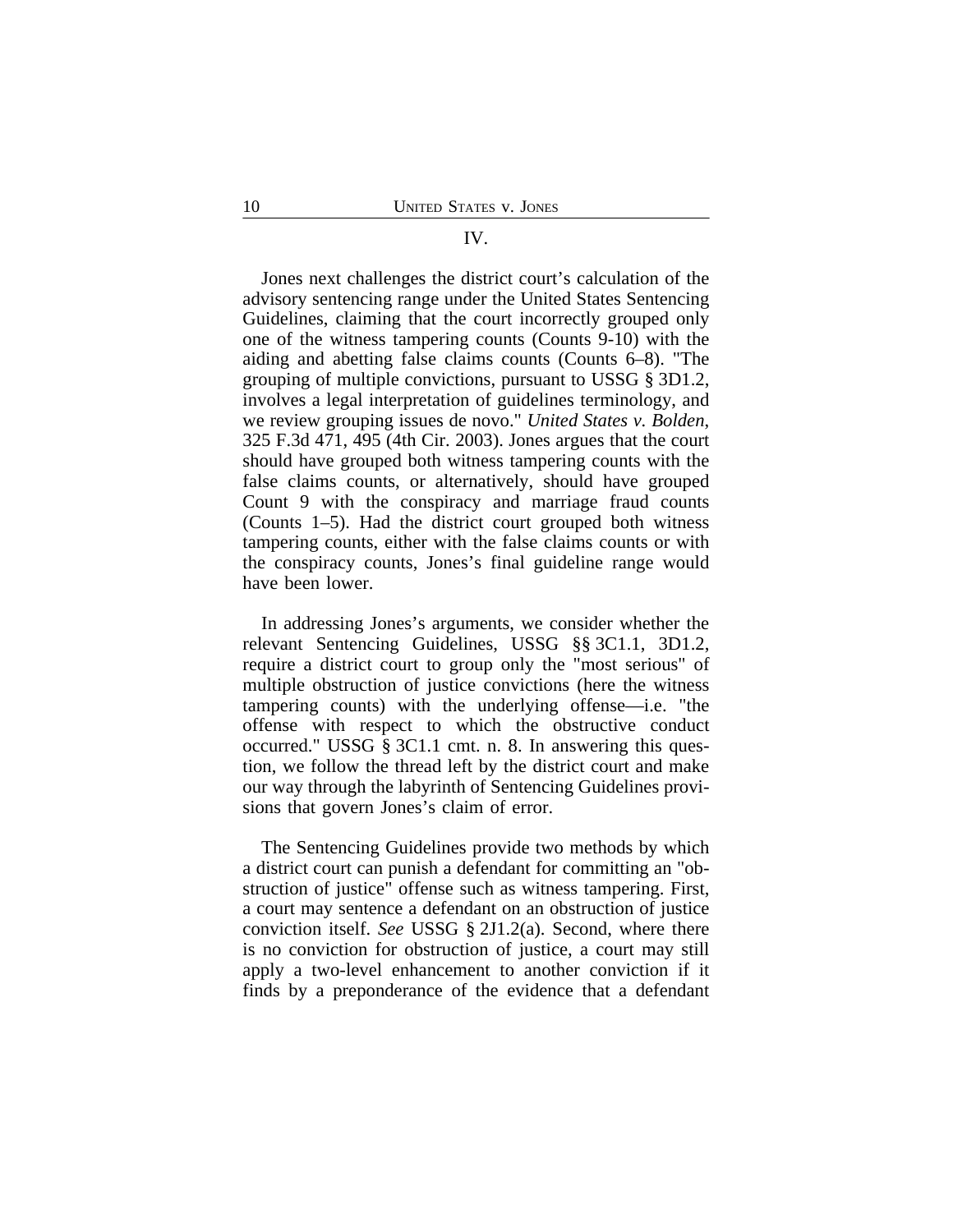## IV.

Jones next challenges the district court's calculation of the advisory sentencing range under the United States Sentencing Guidelines, claiming that the court incorrectly grouped only one of the witness tampering counts (Counts 9-10) with the aiding and abetting false claims counts (Counts 6–8). "The grouping of multiple convictions, pursuant to USSG § 3D1.2, involves a legal interpretation of guidelines terminology, and we review grouping issues de novo." *United States v. Bolden*, 325 F.3d 471, 495 (4th Cir. 2003). Jones argues that the court should have grouped both witness tampering counts with the false claims counts, or alternatively, should have grouped Count 9 with the conspiracy and marriage fraud counts (Counts 1–5). Had the district court grouped both witness tampering counts, either with the false claims counts or with the conspiracy counts, Jones's final guideline range would have been lower.

In addressing Jones's arguments, we consider whether the relevant Sentencing Guidelines, USSG §§ 3C1.1, 3D1.2, require a district court to group only the "most serious" of multiple obstruction of justice convictions (here the witness tampering counts) with the underlying offense—i.e. "the offense with respect to which the obstructive conduct occurred." USSG § 3C1.1 cmt. n. 8. In answering this question, we follow the thread left by the district court and make our way through the labyrinth of Sentencing Guidelines provisions that govern Jones's claim of error.

The Sentencing Guidelines provide two methods by which a district court can punish a defendant for committing an "obstruction of justice" offense such as witness tampering. First, a court may sentence a defendant on an obstruction of justice conviction itself. *See* USSG § 2J1.2(a). Second, where there is no conviction for obstruction of justice, a court may still apply a two-level enhancement to another conviction if it finds by a preponderance of the evidence that a defendant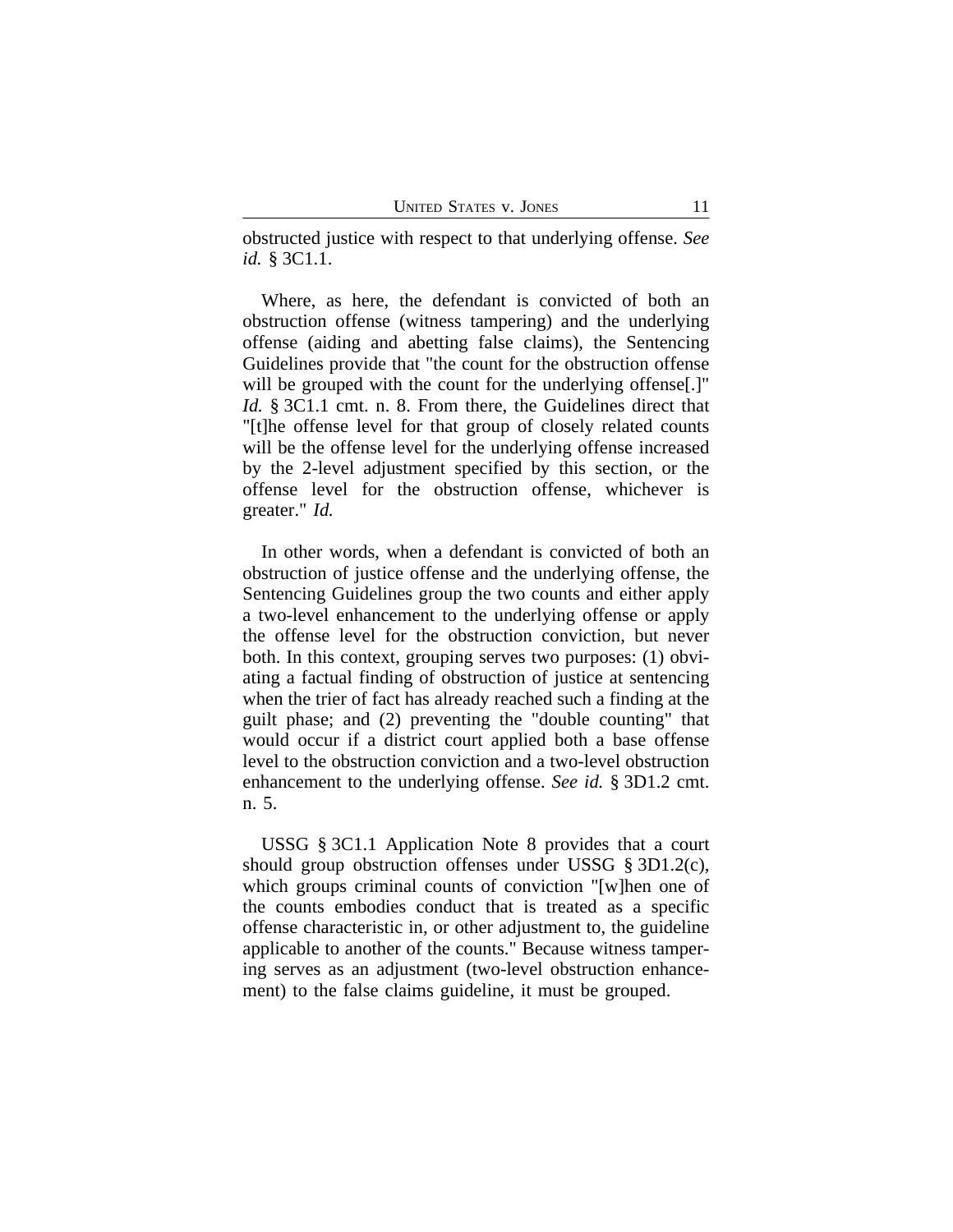obstructed justice with respect to that underlying offense. *See id.* § 3C1.1.

Where, as here, the defendant is convicted of both an obstruction offense (witness tampering) and the underlying offense (aiding and abetting false claims), the Sentencing Guidelines provide that "the count for the obstruction offense will be grouped with the count for the underlying offense[.]" *Id.* § 3C1.1 cmt. n. 8. From there, the Guidelines direct that "[t]he offense level for that group of closely related counts will be the offense level for the underlying offense increased by the 2-level adjustment specified by this section, or the offense level for the obstruction offense, whichever is greater." *Id.*

In other words, when a defendant is convicted of both an obstruction of justice offense and the underlying offense, the Sentencing Guidelines group the two counts and either apply a two-level enhancement to the underlying offense or apply the offense level for the obstruction conviction, but never both. In this context, grouping serves two purposes: (1) obviating a factual finding of obstruction of justice at sentencing when the trier of fact has already reached such a finding at the guilt phase; and (2) preventing the "double counting" that would occur if a district court applied both a base offense level to the obstruction conviction and a two-level obstruction enhancement to the underlying offense. *See id.* § 3D1.2 cmt. n. 5.

USSG § 3C1.1 Application Note 8 provides that a court should group obstruction offenses under USSG § 3D1.2(c), which groups criminal counts of conviction "[w]hen one of the counts embodies conduct that is treated as a specific offense characteristic in, or other adjustment to, the guideline applicable to another of the counts." Because witness tampering serves as an adjustment (two-level obstruction enhancement) to the false claims guideline, it must be grouped.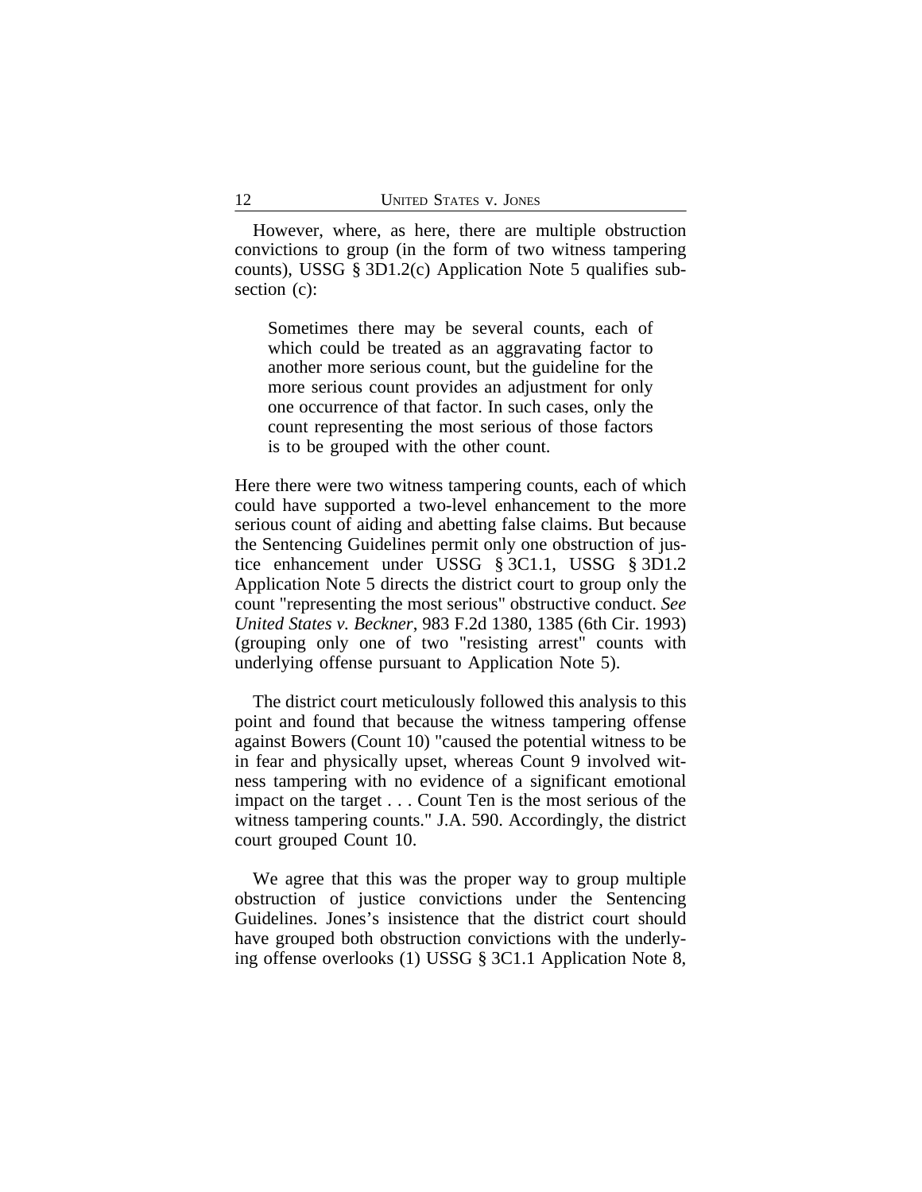However, where, as here, there are multiple obstruction convictions to group (in the form of two witness tampering counts), USSG § 3D1.2(c) Application Note 5 qualifies subsection (c):

> Sometimes there may be several counts, each of which could be treated as an aggravating factor to another more serious count, but the guideline for the more serious count provides an adjustment for only one occurrence of that factor. In such cases, only the count representing the most serious of those factors is to be grouped with the other count.

Here there were two witness tampering counts, each of which could have supported a two-level enhancement to the more serious count of aiding and abetting false claims. But because the Sentencing Guidelines permit only one obstruction of justice enhancement under USSG § 3C1.1, USSG § 3D1.2 Application Note 5 directs the district court to group only the count "representing the most serious" obstructive conduct. *See United States v. Beckner*, 983 F.2d 1380, 1385 (6th Cir. 1993) (grouping only one of two "resisting arrest" counts with underlying offense pursuant to Application Note 5).

The district court meticulously followed this analysis to this point and found that because the witness tampering offense against Bowers (Count 10) "caused the potential witness to be in fear and physically upset, whereas Count 9 involved witness tampering with no evidence of a significant emotional impact on the target . . . Count Ten is the most serious of the witness tampering counts." J.A. 590. Accordingly, the district court grouped Count 10.

We agree that this was the proper way to group multiple obstruction of justice convictions under the Sentencing Guidelines. Jones's insistence that the district court should have grouped both obstruction convictions with the underlying offense overlooks (1) USSG § 3C1.1 Application Note 8,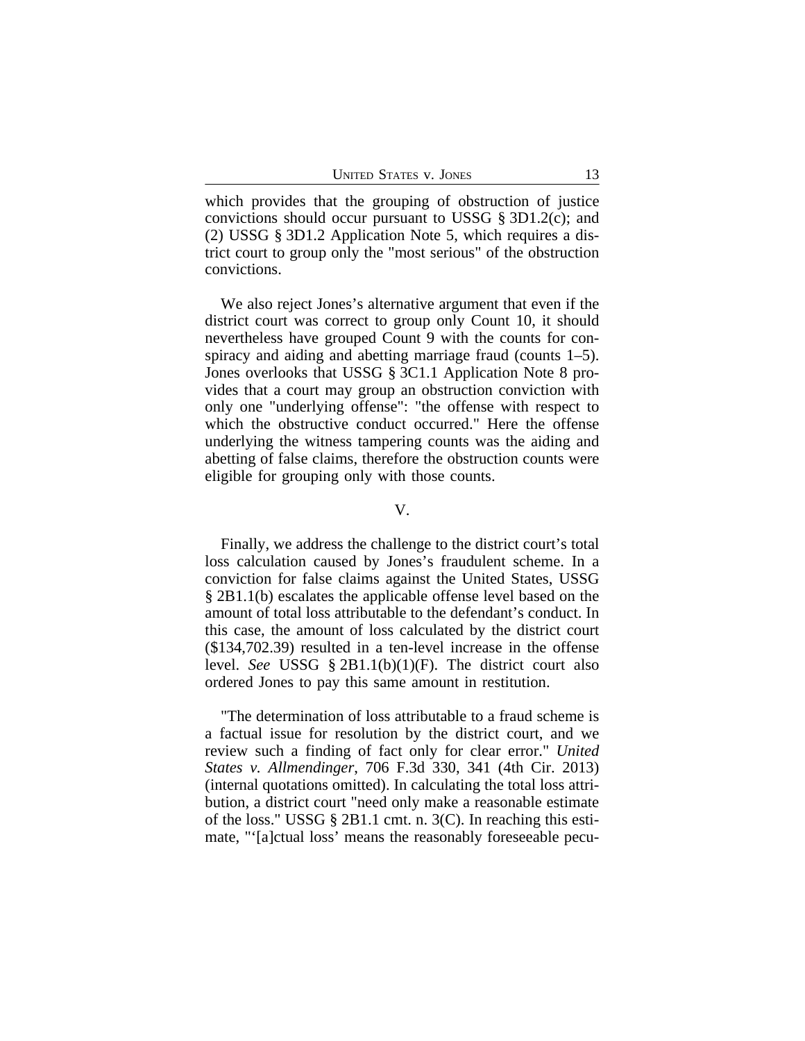which provides that the grouping of obstruction of justice convictions should occur pursuant to USSG § 3D1.2(c); and (2) USSG § 3D1.2 Application Note 5, which requires a district court to group only the "most serious" of the obstruction convictions.

We also reject Jones's alternative argument that even if the district court was correct to group only Count 10, it should nevertheless have grouped Count 9 with the counts for conspiracy and aiding and abetting marriage fraud (counts 1–5). Jones overlooks that USSG § 3C1.1 Application Note 8 provides that a court may group an obstruction conviction with only one "underlying offense": "the offense with respect to which the obstructive conduct occurred." Here the offense underlying the witness tampering counts was the aiding and abetting of false claims, therefore the obstruction counts were eligible for grouping only with those counts.

## V.

Finally, we address the challenge to the district court's total loss calculation caused by Jones's fraudulent scheme. In a conviction for false claims against the United States, USSG § 2B1.1(b) escalates the applicable offense level based on the amount of total loss attributable to the defendant's conduct. In this case, the amount of loss calculated by the district court ($134,702.39) resulted in a ten-level increase in the offense level. *See* USSG § 2B1.1(b)(1)(F). The district court also ordered Jones to pay this same amount in restitution.

"The determination of loss attributable to a fraud scheme is a factual issue for resolution by the district court, and we review such a finding of fact only for clear error." *United States v. Allmendinger*, 706 F.3d 330, 341 (4th Cir. 2013) (internal quotations omitted). In calculating the total loss attribution, a district court "need only make a reasonable estimate of the loss." USSG § 2B1.1 cmt. n. 3(C). In reaching this estimate, "'[a]ctual loss' means the reasonably foreseeable pecu-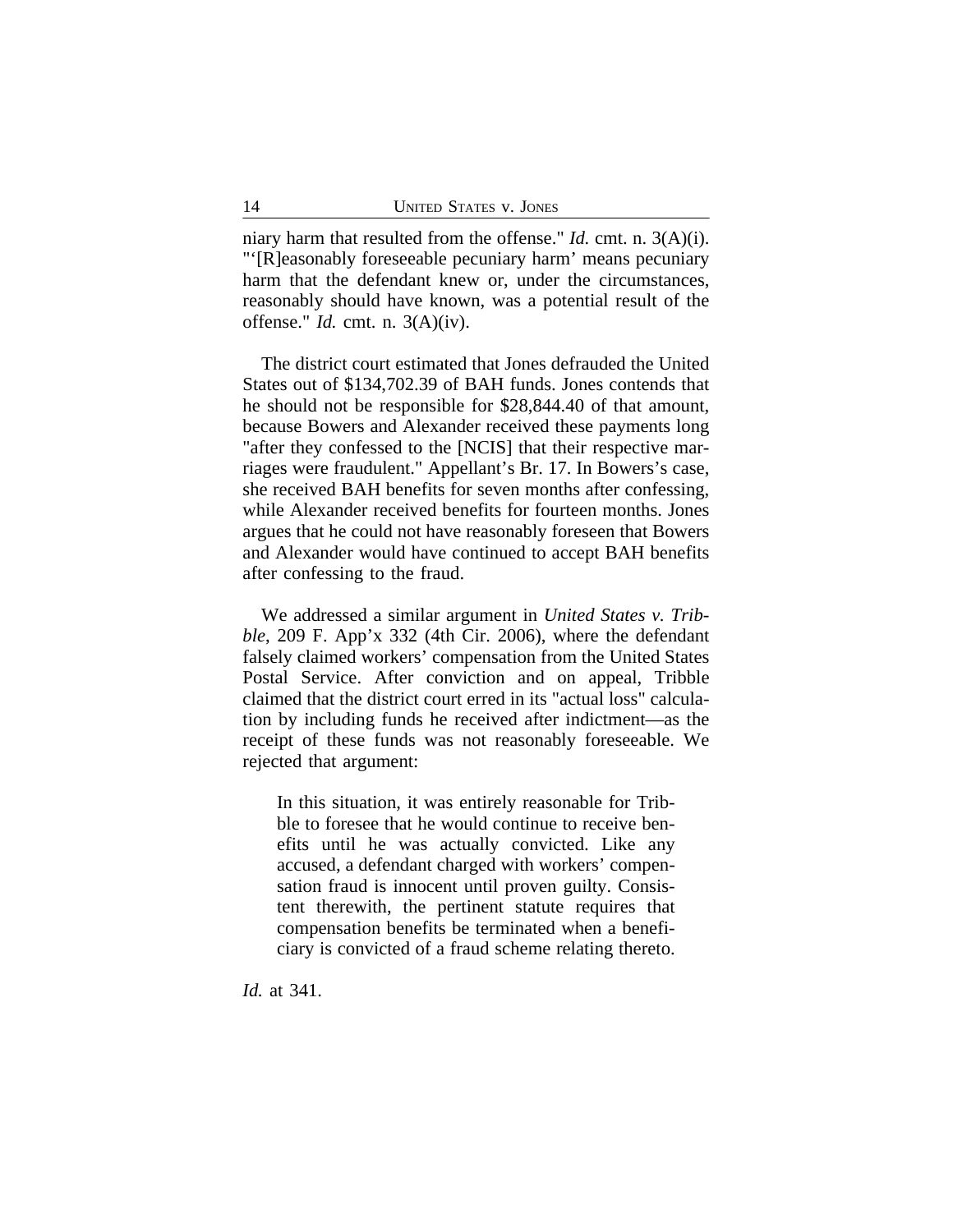niary harm that resulted from the offense." *Id.* cmt. n. 3(A)(i). "'[R]easonably foreseeable pecuniary harm' means pecuniary harm that the defendant knew or, under the circumstances, reasonably should have known, was a potential result of the offense." *Id.* cmt. n. 3(A)(iv).

The district court estimated that Jones defrauded the United States out of $134,702.39 of BAH funds. Jones contends that he should not be responsible for $28,844.40 of that amount, because Bowers and Alexander received these payments long "after they confessed to the [NCIS] that their respective marriages were fraudulent." Appellant's Br. 17. In Bowers's case, she received BAH benefits for seven months after confessing, while Alexander received benefits for fourteen months. Jones argues that he could not have reasonably foreseen that Bowers and Alexander would have continued to accept BAH benefits after confessing to the fraud.

We addressed a similar argument in *United States v. Tribble*, 209 F. App'x 332 (4th Cir. 2006), where the defendant falsely claimed workers' compensation from the United States Postal Service. After conviction and on appeal, Tribble claimed that the district court erred in its "actual loss" calculation by including funds he received after indictment—as the receipt of these funds was not reasonably foreseeable. We rejected that argument:

> In this situation, it was entirely reasonable for Tribble to foresee that he would continue to receive benefits until he was actually convicted. Like any accused, a defendant charged with workers' compensation fraud is innocent until proven guilty. Consistent therewith, the pertinent statute requires that compensation benefits be terminated when a beneficiary is convicted of a fraud scheme relating thereto.

*Id.* at 341.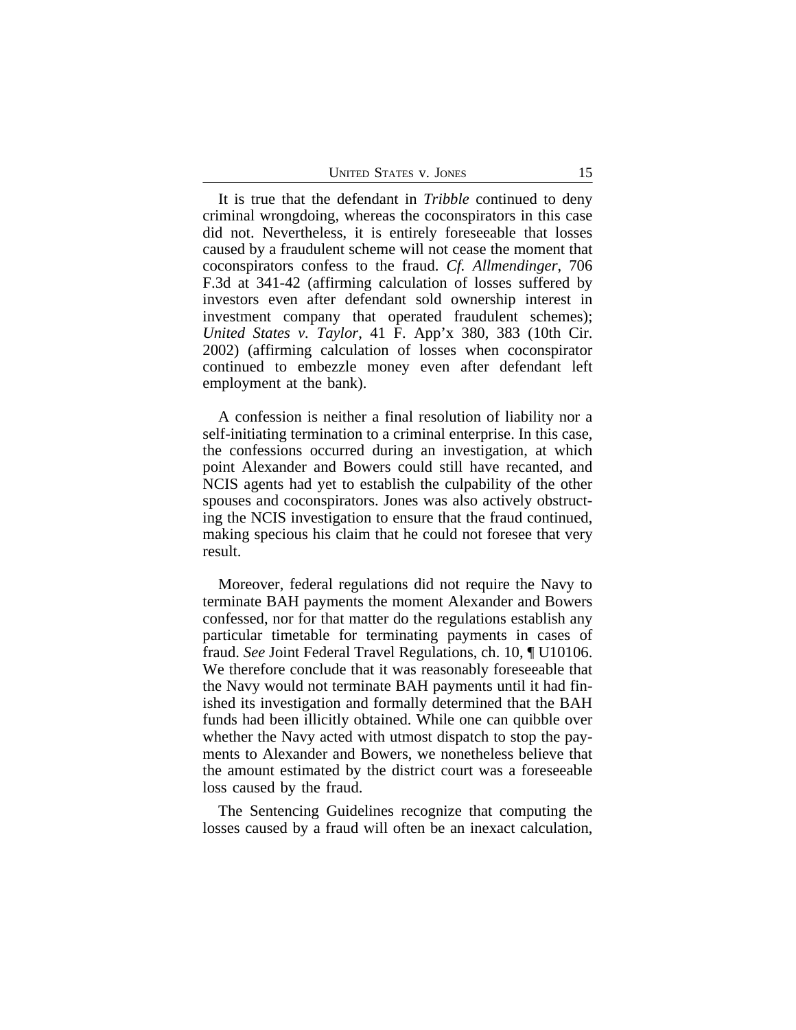It is true that the defendant in *Tribble* continued to deny criminal wrongdoing, whereas the coconspirators in this case did not. Nevertheless, it is entirely foreseeable that losses caused by a fraudulent scheme will not cease the moment that coconspirators confess to the fraud. *Cf. Allmendinger*, 706 F.3d at 341-42 (affirming calculation of losses suffered by investors even after defendant sold ownership interest in investment company that operated fraudulent schemes); *United States v. Taylor*, 41 F. App'x 380, 383 (10th Cir. 2002) (affirming calculation of losses when coconspirator continued to embezzle money even after defendant left employment at the bank).

A confession is neither a final resolution of liability nor a self-initiating termination to a criminal enterprise. In this case, the confessions occurred during an investigation, at which point Alexander and Bowers could still have recanted, and NCIS agents had yet to establish the culpability of the other spouses and coconspirators. Jones was also actively obstructing the NCIS investigation to ensure that the fraud continued, making specious his claim that he could not foresee that very result.

Moreover, federal regulations did not require the Navy to terminate BAH payments the moment Alexander and Bowers confessed, nor for that matter do the regulations establish any particular timetable for terminating payments in cases of fraud. *See* Joint Federal Travel Regulations, ch. 10, ¶ U10106. We therefore conclude that it was reasonably foreseeable that the Navy would not terminate BAH payments until it had finished its investigation and formally determined that the BAH funds had been illicitly obtained. While one can quibble over whether the Navy acted with utmost dispatch to stop the payments to Alexander and Bowers, we nonetheless believe that the amount estimated by the district court was a foreseeable loss caused by the fraud.

The Sentencing Guidelines recognize that computing the losses caused by a fraud will often be an inexact calculation,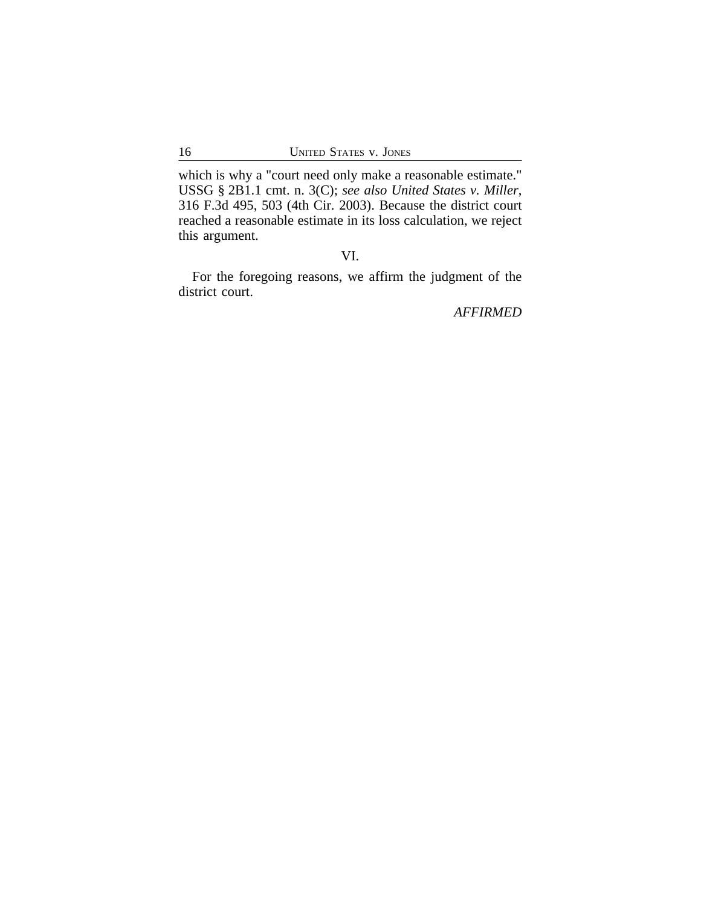which is why a "court need only make a reasonable estimate." USSG § 2B1.1 cmt. n. 3(C); *see also United States v. Miller*, 316 F.3d 495, 503 (4th Cir. 2003). Because the district court reached a reasonable estimate in its loss calculation, we reject this argument.

## VI.

For the foregoing reasons, we affirm the judgment of the district court.

*AFFIRMED*